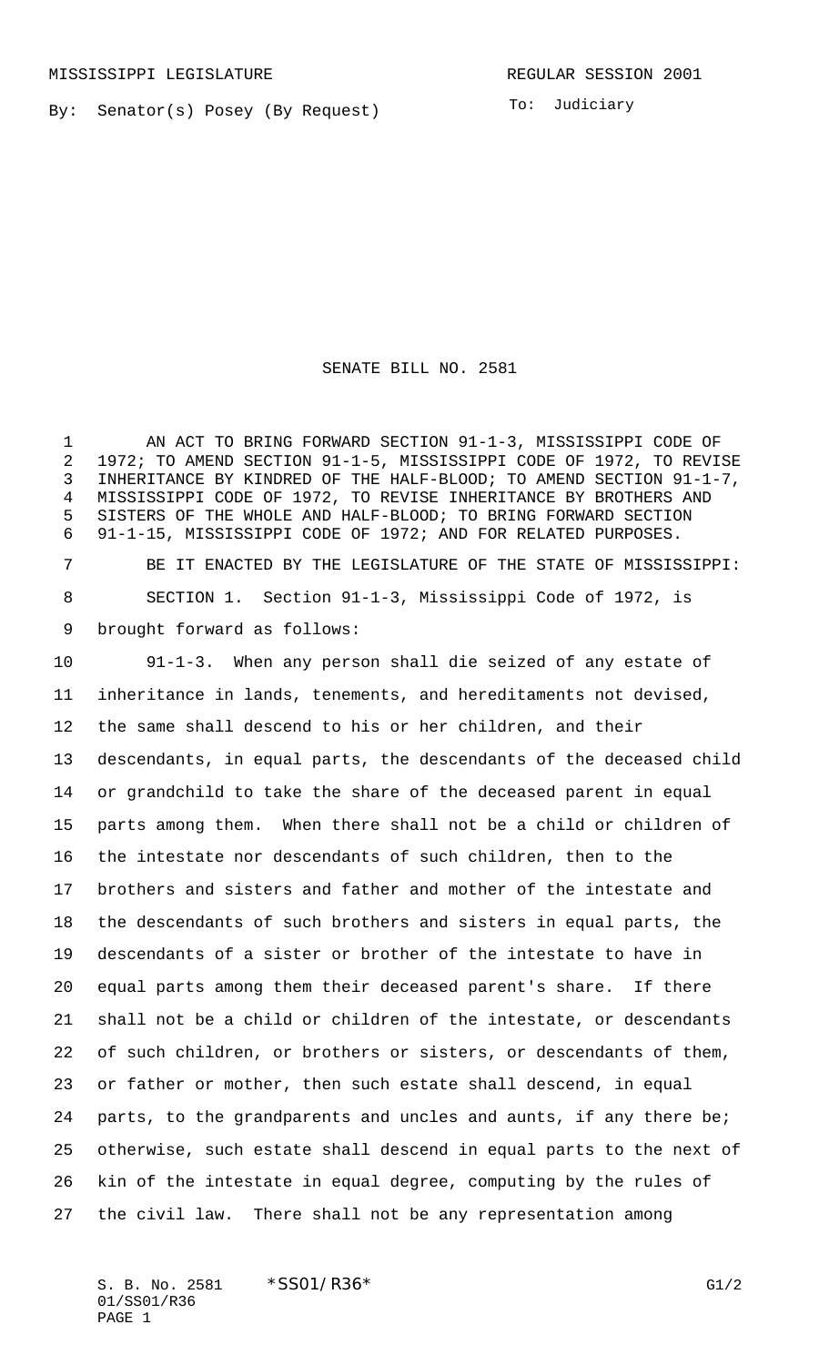MISSISSIPPI LEGISLATURE REGULAR SESSION 2001

By: Senator(s) Posey (By Request)

To: Judiciary

# SENATE BILL NO. 2581

AN ACT TO BRING FORWARD SECTION 91-1-3, MISSISSIPPI CODE OF 1972; TO AMEND SECTION 91-1-5, MISSISSIPPI CODE OF 1972, TO REVISE INHERITANCE BY KINDRED OF THE HALF-BLOOD; TO AMEND SECTION 91-1-7, MISSISSIPPI CODE OF 1972, TO REVISE INHERITANCE BY BROTHERS AND SISTERS OF THE WHOLE AND HALF-BLOOD; TO BRING FORWARD SECTION 91-1-15, MISSISSIPPI CODE OF 1972; AND FOR RELATED PURPOSES.

BE IT ENACTED BY THE LEGISLATURE OF THE STATE OF MISSISSIPPI:

SECTION 1. Section 91-1-3, Mississippi Code of 1972, is brought forward as follows:

91-1-3. When any person shall die seized of any estate of inheritance in lands, tenements, and hereditaments not devised, the same shall descend to his or her children, and their descendants, in equal parts, the descendants of the deceased child or grandchild to take the share of the deceased parent in equal parts among them. When there shall not be a child or children of the intestate nor descendants of such children, then to the brothers and sisters and father and mother of the intestate and the descendants of such brothers and sisters in equal parts, the descendants of a sister or brother of the intestate to have in equal parts among them their deceased parent's share. If there shall not be a child or children of the intestate, or descendants of such children, or brothers or sisters, or descendants of them, or father or mother, then such estate shall descend, in equal parts, to the grandparents and uncles and aunts, if any there be; otherwise, such estate shall descend in equal parts to the next of kin of the intestate in equal degree, computing by the rules of the civil law. There shall not be any representation among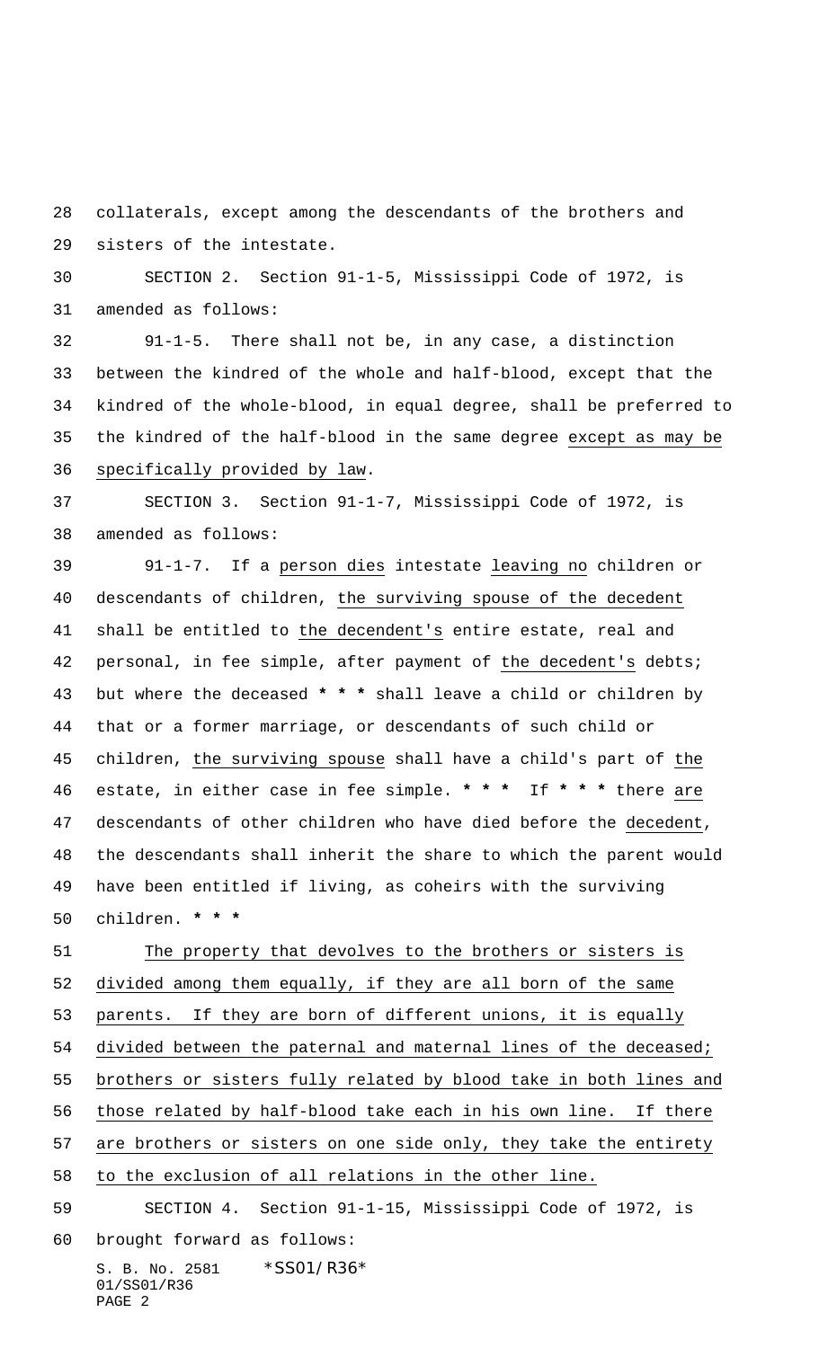collaterals, except among the descendants of the brothers and sisters of the intestate.

SECTION 2. Section 91-1-5, Mississippi Code of 1972, is amended as follows:

91-1-5. There shall not be, in any case, a distinction between the kindred of the whole and half-blood, except that the kindred of the whole-blood, in equal degree, shall be preferred to the kindred of the half-blood in the same degree <u>except as may be specifically provided by law</u>.

SECTION 3. Section 91-1-7, Mississippi Code of 1972, is amended as follows:

91-1-7. If a <u>person dies</u> intestate <u>leaving no</u> children or descendants of children, <u>the surviving spouse of the decedent</u> shall be entitled to <u>the decendent's</u> entire estate, real and personal, in fee simple, after payment of <u>the decedent's</u> debts; but where the deceased * * * shall leave a child or children by that or a former marriage, or descendants of such child or children, <u>the surviving spouse</u> shall have a child's part of <u>the</u> estate, in either case in fee simple. * * * If * * * there <u>are</u> descendants of other children who have died before the <u>decedent</u>, the descendants shall inherit the share to which the parent would have been entitled if living, as coheirs with the surviving children. * * *

<u>The property that devolves to the brothers or sisters is divided among them equally, if they are all born of the same parents. If they are born of different unions, it is equally divided between the paternal and maternal lines of the deceased; brothers or sisters fully related by blood take in both lines and those related by half-blood take each in his own line. If there are brothers or sisters on one side only, they take the entirety to the exclusion of all relations in the other line.</u>

SECTION 4. Section 91-1-15, Mississippi Code of 1972, is brought forward as follows: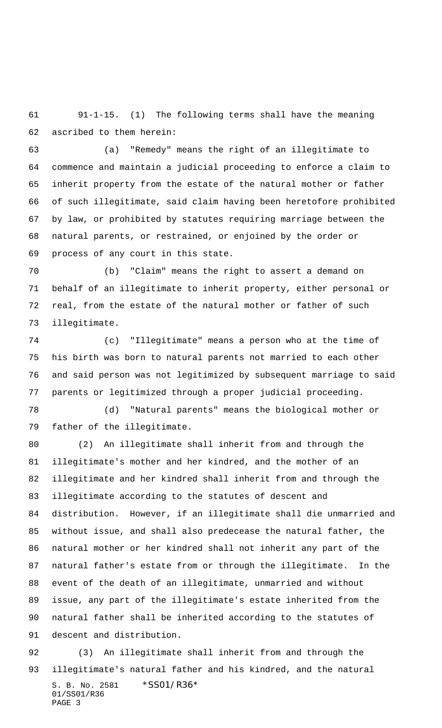91-1-15. (1) The following terms shall have the meaning ascribed to them herein:

(a) "Remedy" means the right of an illegitimate to commence and maintain a judicial proceeding to enforce a claim to inherit property from the estate of the natural mother or father of such illegitimate, said claim having been heretofore prohibited by law, or prohibited by statutes requiring marriage between the natural parents, or restrained, or enjoined by the order or process of any court in this state.

(b) "Claim" means the right to assert a demand on behalf of an illegitimate to inherit property, either personal or real, from the estate of the natural mother or father of such illegitimate.

(c) "Illegitimate" means a person who at the time of his birth was born to natural parents not married to each other and said person was not legitimized by subsequent marriage to said parents or legitimized through a proper judicial proceeding.

(d) "Natural parents" means the biological mother or father of the illegitimate.

(2) An illegitimate shall inherit from and through the illegitimate's mother and her kindred, and the mother of an illegitimate and her kindred shall inherit from and through the illegitimate according to the statutes of descent and distribution. However, if an illegitimate shall die unmarried and without issue, and shall also predecease the natural father, the natural mother or her kindred shall not inherit any part of the natural father's estate from or through the illegitimate. In the event of the death of an illegitimate, unmarried and without issue, any part of the illegitimate's estate inherited from the natural father shall be inherited according to the statutes of descent and distribution.

(3) An illegitimate shall inherit from and through the illegitimate's natural father and his kindred, and the natural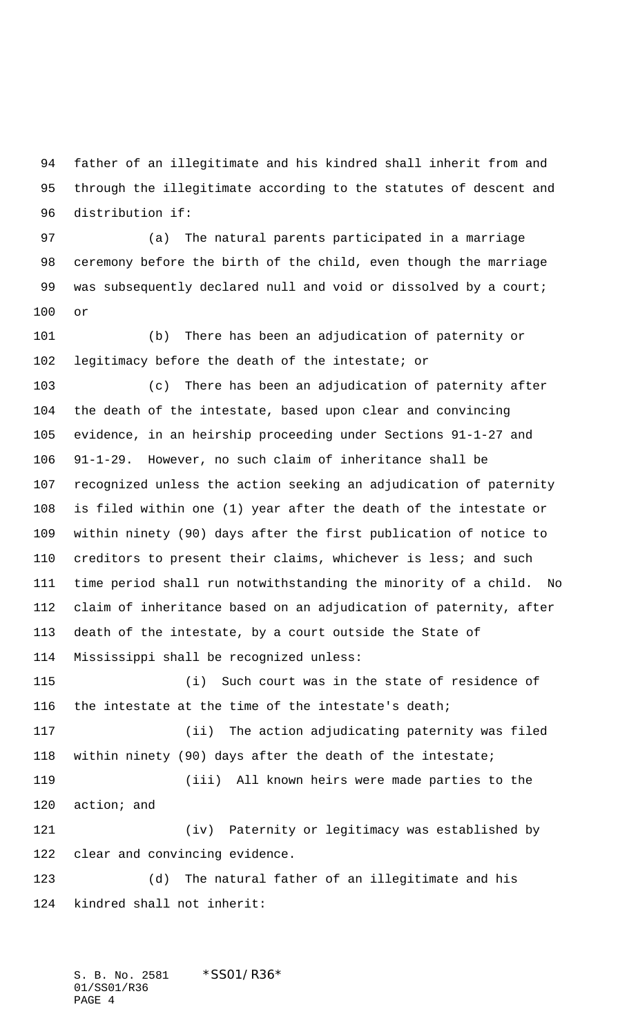father of an illegitimate and his kindred shall inherit from and through the illegitimate according to the statutes of descent and distribution if:

(a) The natural parents participated in a marriage ceremony before the birth of the child, even though the marriage was subsequently declared null and void or dissolved by a court; or

(b) There has been an adjudication of paternity or legitimacy before the death of the intestate; or

(c) There has been an adjudication of paternity after the death of the intestate, based upon clear and convincing evidence, in an heirship proceeding under Sections 91-1-27 and 91-1-29. However, no such claim of inheritance shall be recognized unless the action seeking an adjudication of paternity is filed within one (1) year after the death of the intestate or within ninety (90) days after the first publication of notice to creditors to present their claims, whichever is less; and such time period shall run notwithstanding the minority of a child. No claim of inheritance based on an adjudication of paternity, after death of the intestate, by a court outside the State of Mississippi shall be recognized unless:

(i) Such court was in the state of residence of the intestate at the time of the intestate's death;

(ii) The action adjudicating paternity was filed within ninety (90) days after the death of the intestate;

(iii) All known heirs were made parties to the action; and

(iv) Paternity or legitimacy was established by clear and convincing evidence.

(d) The natural father of an illegitimate and his kindred shall not inherit: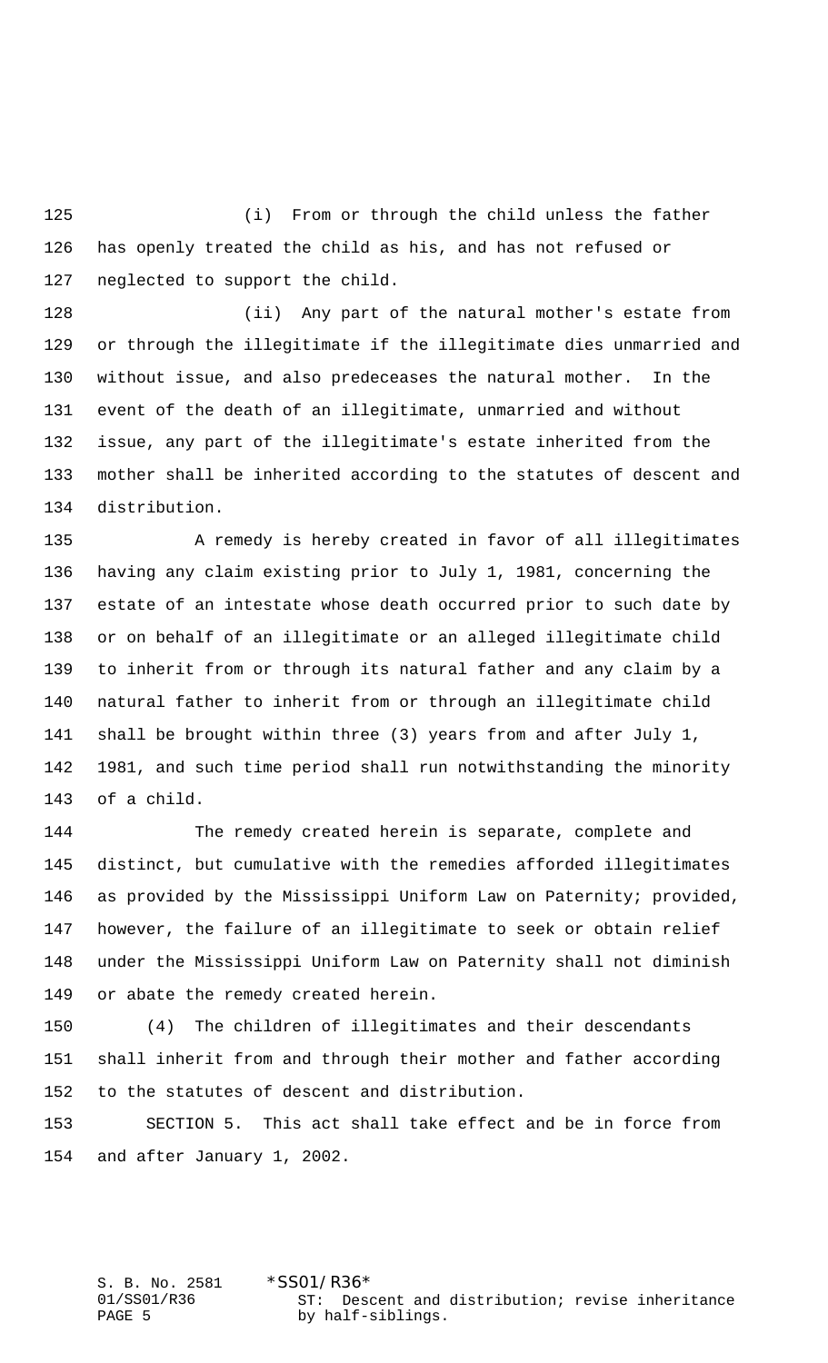(i) From or through the child unless the father has openly treated the child as his, and has not refused or neglected to support the child.

(ii) Any part of the natural mother's estate from or through the illegitimate if the illegitimate dies unmarried and without issue, and also predeceases the natural mother. In the event of the death of an illegitimate, unmarried and without issue, any part of the illegitimate's estate inherited from the mother shall be inherited according to the statutes of descent and distribution.

A remedy is hereby created in favor of all illegitimates having any claim existing prior to July 1, 1981, concerning the estate of an intestate whose death occurred prior to such date by or on behalf of an illegitimate or an alleged illegitimate child to inherit from or through its natural father and any claim by a natural father to inherit from or through an illegitimate child shall be brought within three (3) years from and after July 1, 1981, and such time period shall run notwithstanding the minority of a child.

The remedy created herein is separate, complete and distinct, but cumulative with the remedies afforded illegitimates as provided by the Mississippi Uniform Law on Paternity; provided, however, the failure of an illegitimate to seek or obtain relief under the Mississippi Uniform Law on Paternity shall not diminish or abate the remedy created herein.

(4) The children of illegitimates and their descendants shall inherit from and through their mother and father according to the statutes of descent and distribution.

SECTION 5. This act shall take effect and be in force from and after January 1, 2002.